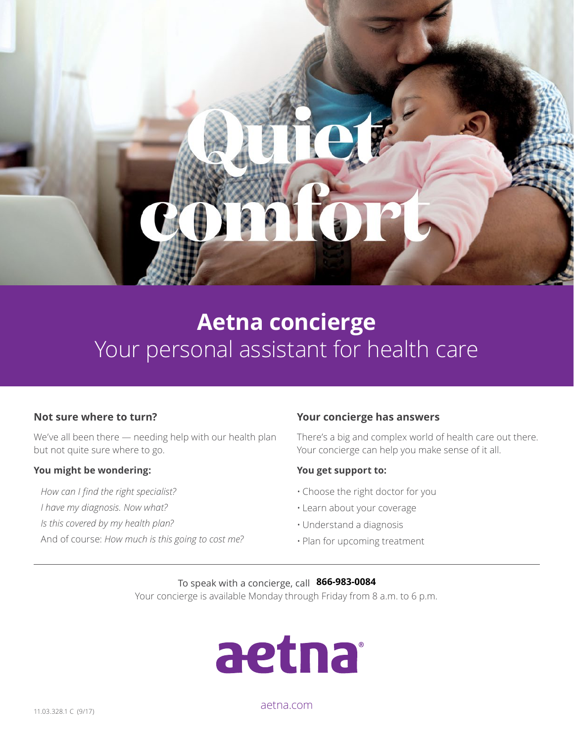# Quiet comfort

## Aetna concierge

Your personal assistant for health care

### Not sure where to turn?

We've all been there — needing help with our health plan but not quite sure where to go.

**You might be wondering:**

*How can I find the right specialist?*

*I have my diagnosis. Now what?*

*Is this covered by my health plan?*

And of course: *How much is this going to cost me?*

### Your concierge has answers

There's a big and complex world of health care out there. Your concierge can help you make sense of it all.

**You get support to:**

- Choose the right doctor for you
- Learn about your coverage
- Understand a diagnosis
- Plan for upcoming treatment

---

To speak with a concierge, call **866-983-0084**

Your concierge is available Monday through Friday from 8 a.m. to 6 p.m.

aetna®

aetna.com

11.03.328.1 C (9/17)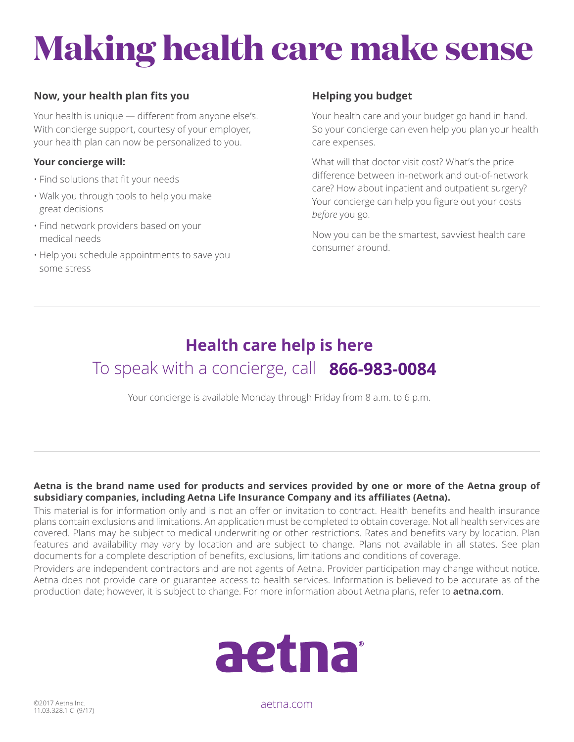# Making health care make sense

### Now, your health plan fits you

Your health is unique — different from anyone else's. With concierge support, courtesy of your employer, your health plan can now be personalized to you.

**Your concierge will:**

- Find solutions that fit your needs
- Walk you through tools to help you make great decisions
- Find network providers based on your medical needs
- Help you schedule appointments to save you some stress

### Helping you budget

Your health care and your budget go hand in hand. So your concierge can even help you plan your health care expenses.

What will that doctor visit cost? What's the price difference between in-network and out-of-network care? How about inpatient and outpatient surgery? Your concierge can help you figure out your costs *before* you go.

Now you can be the smartest, savviest health care consumer around.

---

## Health care help is here

To speak with a concierge, call **866-983-0084**

Your concierge is available Monday through Friday from 8 a.m. to 6 p.m.

---

**Aetna is the brand name used for products and services provided by one or more of the Aetna group of subsidiary companies, including Aetna Life Insurance Company and its affiliates (Aetna).**

This material is for information only and is not an offer or invitation to contract. Health benefits and health insurance plans contain exclusions and limitations. An application must be completed to obtain coverage. Not all health services are covered. Plans may be subject to medical underwriting or other restrictions. Rates and benefits vary by location. Plan features and availability may vary by location and are subject to change. Plans not available in all states. See plan documents for a complete description of benefits, exclusions, limitations and conditions of coverage.

Providers are independent contractors and are not agents of Aetna. Provider participation may change without notice. Aetna does not provide care or guarantee access to health services. Information is believed to be accurate as of the production date; however, it is subject to change. For more information about Aetna plans, refer to **aetna.com**.

aetna®

©2017 Aetna Inc.
11.03.328.1 C (9/17)

aetna.com